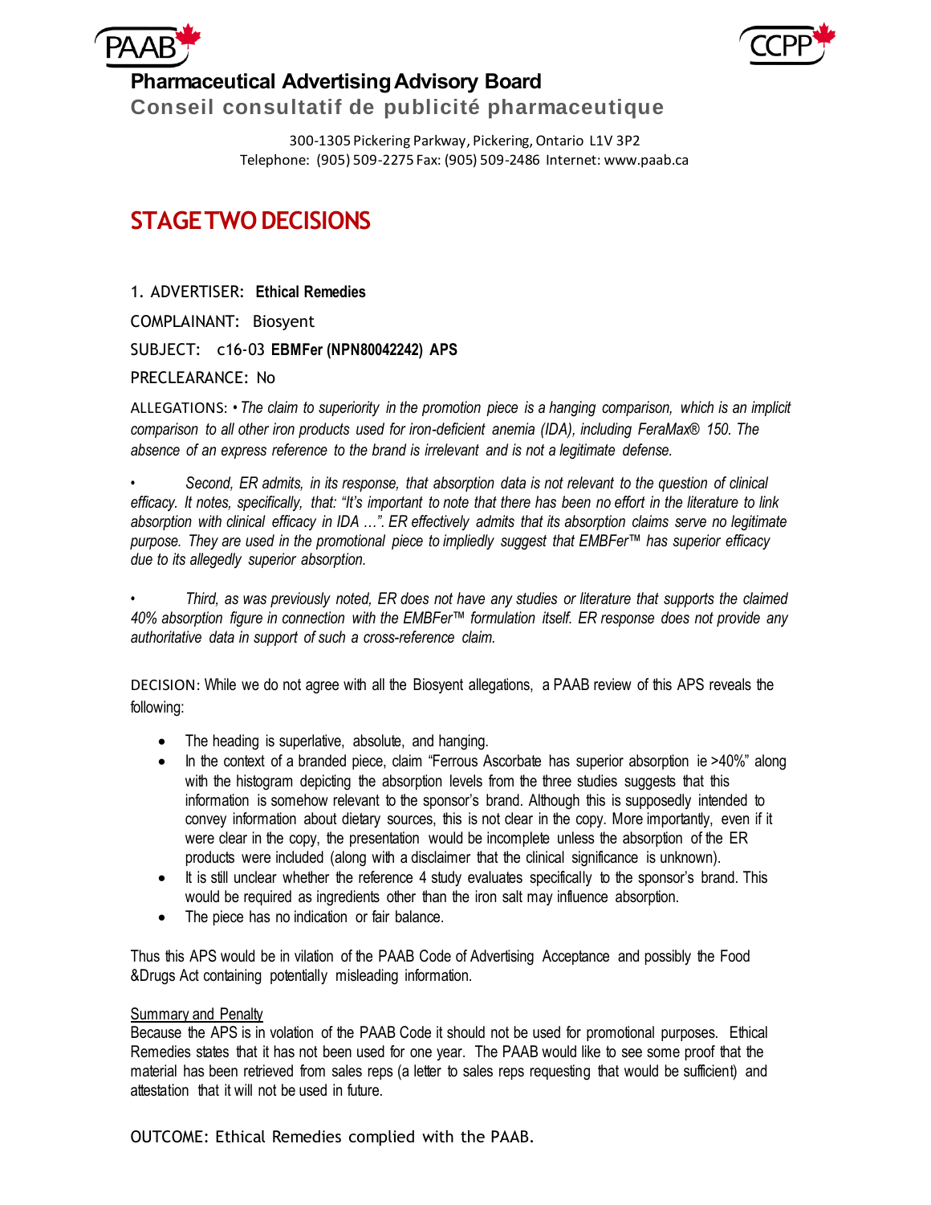**Pharmaceutical Advertising Advisory Board**

**Conseil consultatif de publicité pharmaceutique**

300-1305 Pickering Parkway, Pickering, Ontario L1V 3P2
Telephone: (905) 509-2275 Fax: (905) 509-2486 Internet: www.paab.ca

# STAGE TWO DECISIONS

1. ADVERTISER: **Ethical Remedies**

COMPLAINANT: Biosyent

SUBJECT: c16-03 **EBMFer (NPN80042242) APS**

PRECLEARANCE: No

ALLEGATIONS: • *The claim to superiority in the promotion piece is a hanging comparison, which is an implicit comparison to all other iron products used for iron-deficient anemia (IDA), including FeraMax® 150. The absence of an express reference to the brand is irrelevant and is not a legitimate defense.*

• *Second, ER admits, in its response, that absorption data is not relevant to the question of clinical efficacy. It notes, specifically, that: "It's important to note that there has been no effort in the literature to link absorption with clinical efficacy in IDA …". ER effectively admits that its absorption claims serve no legitimate purpose. They are used in the promotional piece to impliedly suggest that EMBFer™ has superior efficacy due to its allegedly superior absorption.*

• *Third, as was previously noted, ER does not have any studies or literature that supports the claimed 40% absorption figure in connection with the EMBFer™ formulation itself. ER response does not provide any authoritative data in support of such a cross-reference claim.*

DECISION: While we do not agree with all the Biosyent allegations, a PAAB review of this APS reveals the following:

- The heading is superlative, absolute, and hanging.
- In the context of a branded piece, claim "Ferrous Ascorbate has superior absorption ie >40%" along with the histogram depicting the absorption levels from the three studies suggests that this information is somehow relevant to the sponsor's brand. Although this is supposedly intended to convey information about dietary sources, this is not clear in the copy. More importantly, even if it were clear in the copy, the presentation would be incomplete unless the absorption of the ER products were included (along with a disclaimer that the clinical significance is unknown).
- It is still unclear whether the reference 4 study evaluates specifically to the sponsor's brand. This would be required as ingredients other than the iron salt may influence absorption.
- The piece has no indication or fair balance.

Thus this APS would be in vilation of the PAAB Code of Advertising Acceptance and possibly the Food &Drugs Act containing potentially misleading information.

Summary and Penalty

Because the APS is in volation of the PAAB Code it should not be used for promotional purposes. Ethical Remedies states that it has not been used for one year. The PAAB would like to see some proof that the material has been retrieved from sales reps (a letter to sales reps requesting that would be sufficient) and attestation that it will not be used in future.

OUTCOME: Ethical Remedies complied with the PAAB.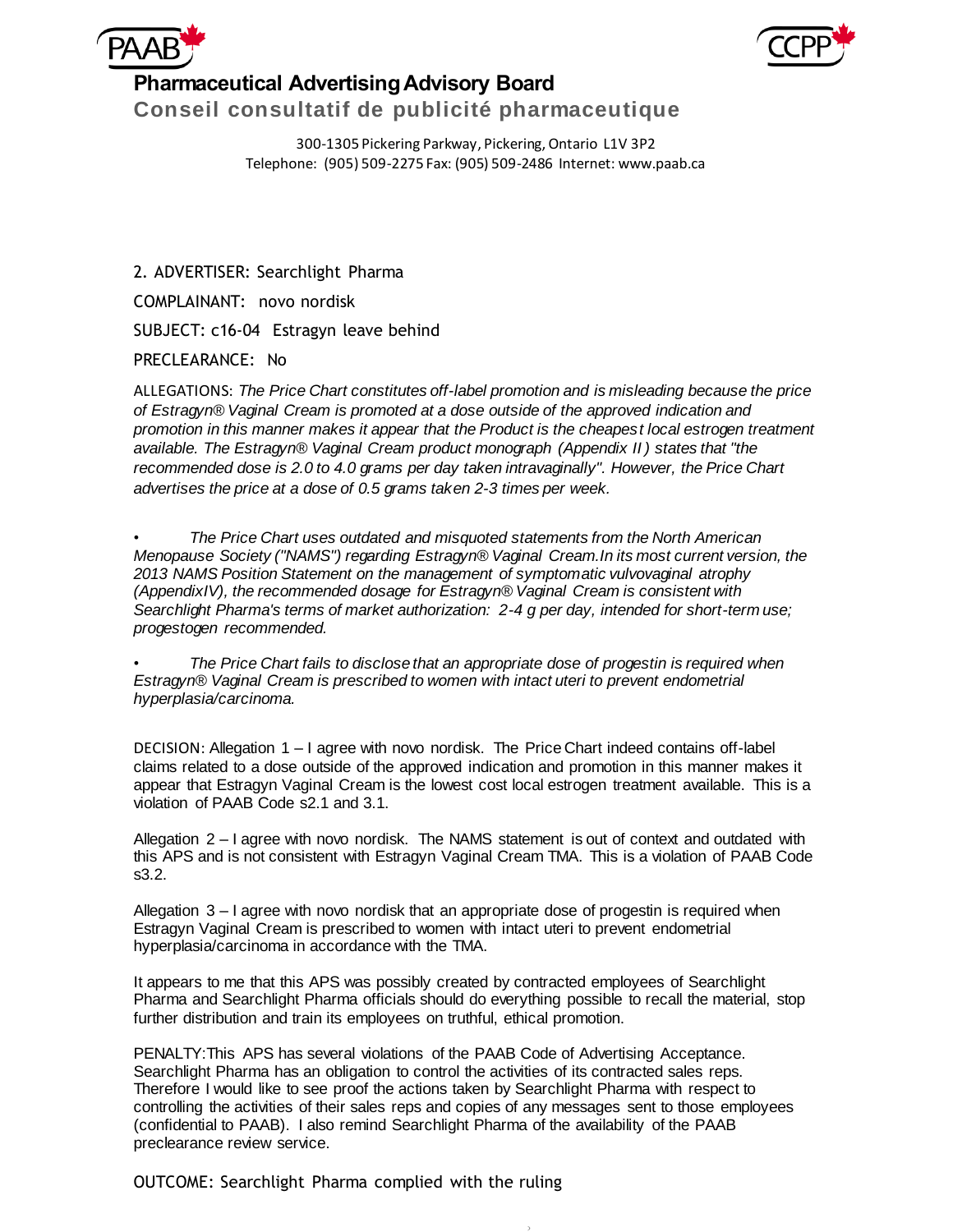# Pharmaceutical Advertising Advisory Board

## Conseil consultatif de publicité pharmaceutique

300-1305 Pickering Parkway, Pickering, Ontario L1V 3P2
Telephone: (905) 509-2275 Fax: (905) 509-2486 Internet: www.paab.ca

2. ADVERTISER: Searchlight Pharma

COMPLAINANT: novo nordisk

SUBJECT: c16-04 Estragyn leave behind

PRECLEARANCE: No

ALLEGATIONS: *The Price Chart constitutes off-label promotion and is misleading because the price of Estragyn® Vaginal Cream is promoted at a dose outside of the approved indication and promotion in this manner makes it appear that the Product is the cheapest local estrogen treatment available. The Estragyn® Vaginal Cream product monograph (Appendix II) states that "the recommended dose is 2.0 to 4.0 grams per day taken intravaginally". However, the Price Chart advertises the price at a dose of 0.5 grams taken 2-3 times per week.*

- *The Price Chart uses outdated and misquoted statements from the North American Menopause Society ("NAMS") regarding Estragyn® Vaginal Cream.In its most current version, the 2013 NAMS Position Statement on the management of symptomatic vulvovaginal atrophy (AppendixIV), the recommended dosage for Estragyn® Vaginal Cream is consistent with Searchlight Pharma's terms of market authorization: 2-4 g per day, intended for short-term use; progestogen recommended.*

- *The Price Chart fails to disclose that an appropriate dose of progestin is required when Estragyn® Vaginal Cream is prescribed to women with intact uteri to prevent endometrial hyperplasia/carcinoma.*

DECISION: Allegation 1 – I agree with novo nordisk. The Price Chart indeed contains off-label claims related to a dose outside of the approved indication and promotion in this manner makes it appear that Estragyn Vaginal Cream is the lowest cost local estrogen treatment available. This is a violation of PAAB Code s2.1 and 3.1.

Allegation 2 – I agree with novo nordisk. The NAMS statement is out of context and outdated with this APS and is not consistent with Estragyn Vaginal Cream TMA. This is a violation of PAAB Code s3.2.

Allegation 3 – I agree with novo nordisk that an appropriate dose of progestin is required when Estragyn Vaginal Cream is prescribed to women with intact uteri to prevent endometrial hyperplasia/carcinoma in accordance with the TMA.

It appears to me that this APS was possibly created by contracted employees of Searchlight Pharma and Searchlight Pharma officials should do everything possible to recall the material, stop further distribution and train its employees on truthful, ethical promotion.

PENALTY:This APS has several violations of the PAAB Code of Advertising Acceptance. Searchlight Pharma has an obligation to control the activities of its contracted sales reps. Therefore I would like to see proof the actions taken by Searchlight Pharma with respect to controlling the activities of their sales reps and copies of any messages sent to those employees (confidential to PAAB). I also remind Searchlight Pharma of the availability of the PAAB preclearance review service.

OUTCOME: Searchlight Pharma complied with the ruling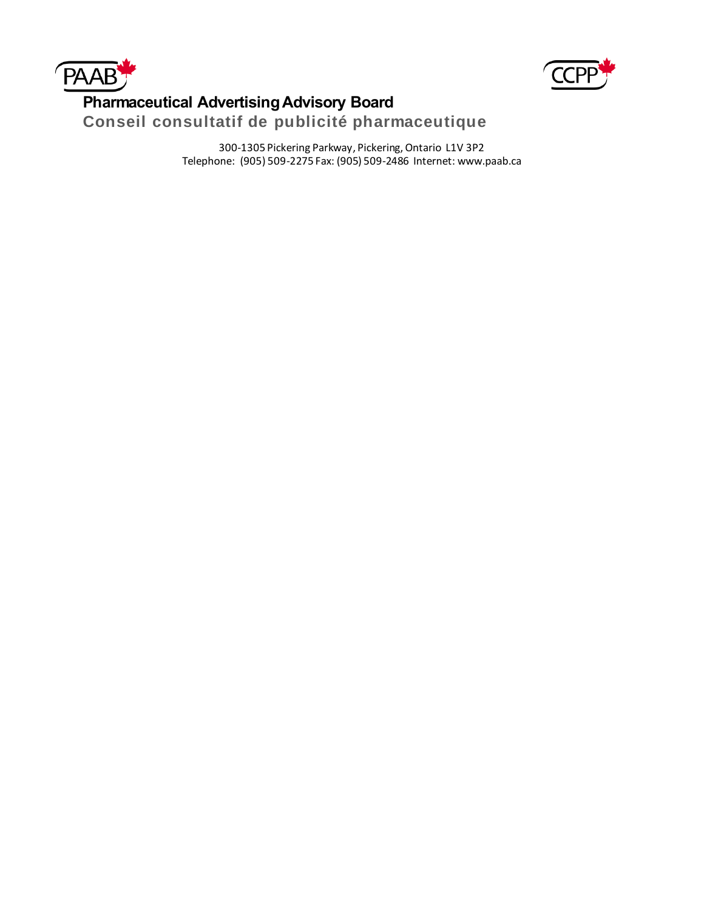PAAB

CCPP

**Pharmaceutical Advertising Advisory Board**

**Conseil consultatif de publicité pharmaceutique**

300-1305 Pickering Parkway, Pickering, Ontario L1V 3P2
Telephone: (905) 509-2275 Fax: (905) 509-2486 Internet: www.paab.ca